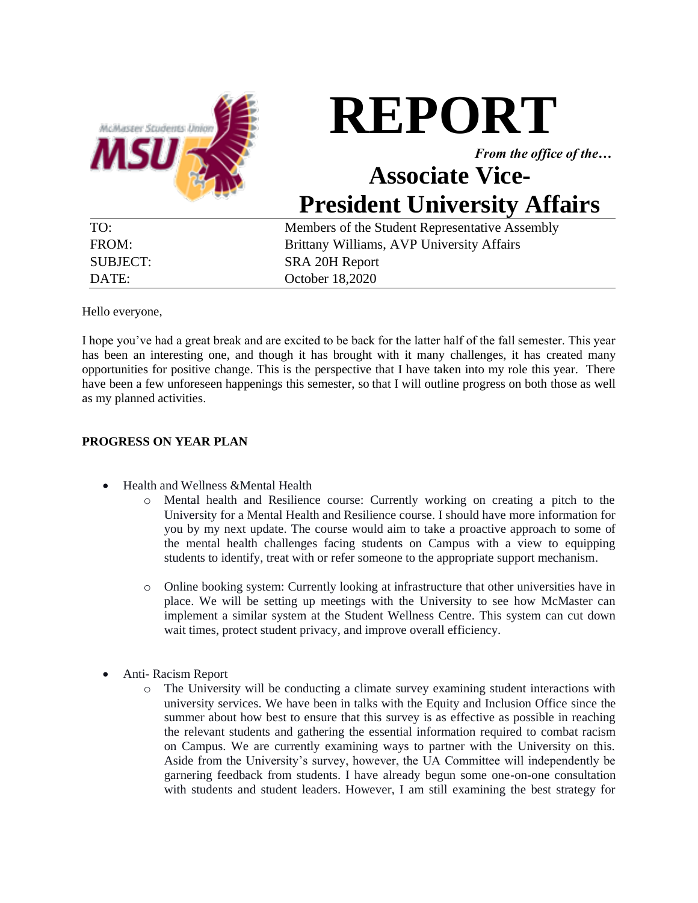# REPORT

***From the office of the…***

## Associate Vice-President University Affairs

| | |
|---|---|
| TO: | Members of the Student Representative Assembly |
| FROM: | Brittany Williams, AVP University Affairs |
| SUBJECT: | SRA 20H Report |
| DATE: | October 18,2020 |

Hello everyone,

I hope you've had a great break and are excited to be back for the latter half of the fall semester. This year has been an interesting one, and though it has brought with it many challenges, it has created many opportunities for positive change. This is the perspective that I have taken into my role this year. There have been a few unforeseen happenings this semester, so that I will outline progress on both those as well as my planned activities.

**PROGRESS ON YEAR PLAN**

- Health and Wellness &Mental Health
  - Mental health and Resilience course: Currently working on creating a pitch to the University for a Mental Health and Resilience course. I should have more information for you by my next update. The course would aim to take a proactive approach to some of the mental health challenges facing students on Campus with a view to equipping students to identify, treat with or refer someone to the appropriate support mechanism.
  - Online booking system: Currently looking at infrastructure that other universities have in place. We will be setting up meetings with the University to see how McMaster can implement a similar system at the Student Wellness Centre. This system can cut down wait times, protect student privacy, and improve overall efficiency.
- Anti- Racism Report
  - The University will be conducting a climate survey examining student interactions with university services. We have been in talks with the Equity and Inclusion Office since the summer about how best to ensure that this survey is as effective as possible in reaching the relevant students and gathering the essential information required to combat racism on Campus. We are currently examining ways to partner with the University on this. Aside from the University's survey, however, the UA Committee will independently be garnering feedback from students. I have already begun some one-on-one consultation with students and student leaders. However, I am still examining the best strategy for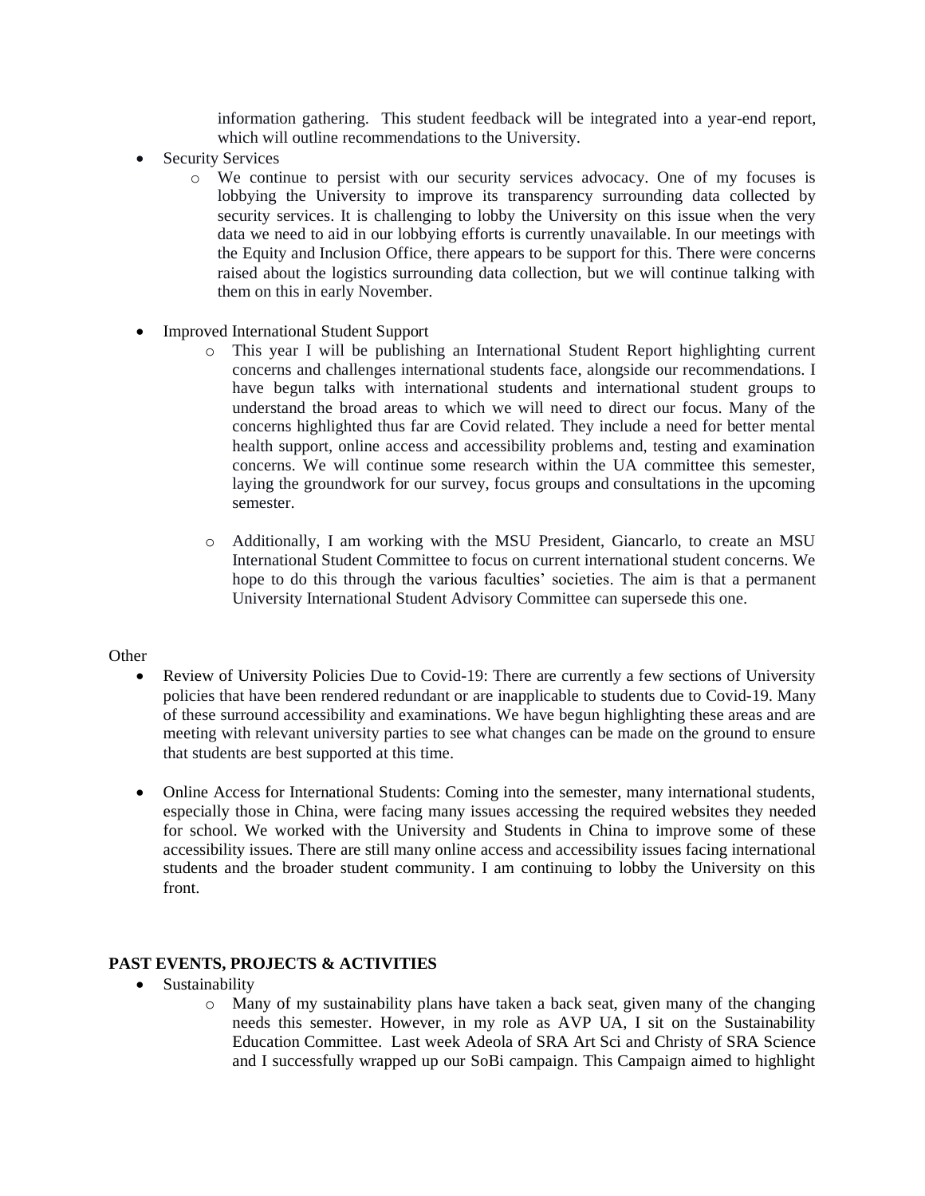information gathering. This student feedback will be integrated into a year-end report, which will outline recommendations to the University.

- Security Services
  - We continue to persist with our security services advocacy. One of my focuses is lobbying the University to improve its transparency surrounding data collected by security services. It is challenging to lobby the University on this issue when the very data we need to aid in our lobbying efforts is currently unavailable. In our meetings with the Equity and Inclusion Office, there appears to be support for this. There were concerns raised about the logistics surrounding data collection, but we will continue talking with them on this in early November.

- Improved International Student Support
  - This year I will be publishing an International Student Report highlighting current concerns and challenges international students face, alongside our recommendations. I have begun talks with international students and international student groups to understand the broad areas to which we will need to direct our focus. Many of the concerns highlighted thus far are Covid related. They include a need for better mental health support, online access and accessibility problems and, testing and examination concerns. We will continue some research within the UA committee this semester, laying the groundwork for our survey, focus groups and consultations in the upcoming semester.

  - Additionally, I am working with the MSU President, Giancarlo, to create an MSU International Student Committee to focus on current international student concerns. We hope to do this through the various faculties' societies. The aim is that a permanent University International Student Advisory Committee can supersede this one.

Other

- Review of University Policies Due to Covid-19: There are currently a few sections of University policies that have been rendered redundant or are inapplicable to students due to Covid-19. Many of these surround accessibility and examinations. We have begun highlighting these areas and are meeting with relevant university parties to see what changes can be made on the ground to ensure that students are best supported at this time.

- Online Access for International Students: Coming into the semester, many international students, especially those in China, were facing many issues accessing the required websites they needed for school. We worked with the University and Students in China to improve some of these accessibility issues. There are still many online access and accessibility issues facing international students and the broader student community. I am continuing to lobby the University on this front.

**PAST EVENTS, PROJECTS & ACTIVITIES**

- Sustainability
  - Many of my sustainability plans have taken a back seat, given many of the changing needs this semester. However, in my role as AVP UA, I sit on the Sustainability Education Committee. Last week Adeola of SRA Art Sci and Christy of SRA Science and I successfully wrapped up our SoBi campaign. This Campaign aimed to highlight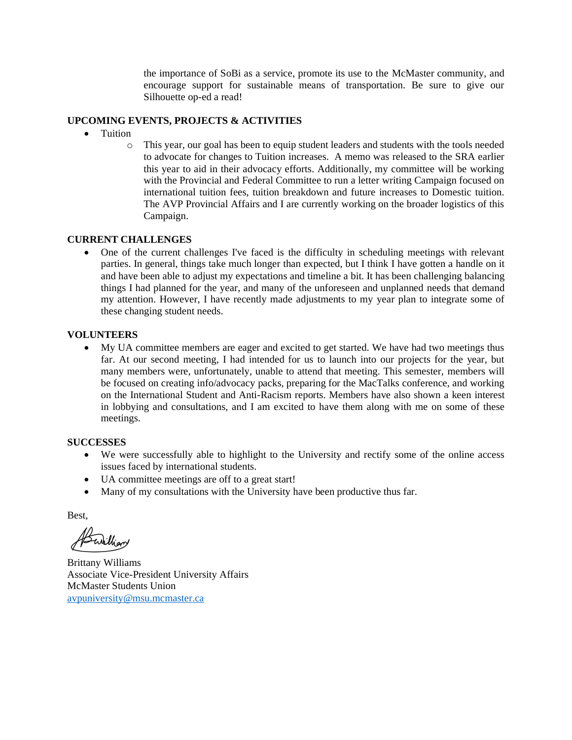the importance of SoBi as a service, promote its use to the McMaster community, and encourage support for sustainable means of transportation. Be sure to give our Silhouette op-ed a read!

**UPCOMING EVENTS, PROJECTS & ACTIVITIES**

- Tuition
  - This year, our goal has been to equip student leaders and students with the tools needed to advocate for changes to Tuition increases. A memo was released to the SRA earlier this year to aid in their advocacy efforts. Additionally, my committee will be working with the Provincial and Federal Committee to run a letter writing Campaign focused on international tuition fees, tuition breakdown and future increases to Domestic tuition. The AVP Provincial Affairs and I are currently working on the broader logistics of this Campaign.

**CURRENT CHALLENGES**

- One of the current challenges I've faced is the difficulty in scheduling meetings with relevant parties. In general, things take much longer than expected, but I think I have gotten a handle on it and have been able to adjust my expectations and timeline a bit. It has been challenging balancing things I had planned for the year, and many of the unforeseen and unplanned needs that demand my attention. However, I have recently made adjustments to my year plan to integrate some of these changing student needs.

**VOLUNTEERS**

- My UA committee members are eager and excited to get started. We have had two meetings thus far. At our second meeting, I had intended for us to launch into our projects for the year, but many members were, unfortunately, unable to attend that meeting. This semester, members will be focused on creating info/advocacy packs, preparing for the MacTalks conference, and working on the International Student and Anti-Racism reports. Members have also shown a keen interest in lobbying and consultations, and I am excited to have them along with me on some of these meetings.

**SUCCESSES**

- We were successfully able to highlight to the University and rectify some of the online access issues faced by international students.
- UA committee meetings are off to a great start!
- Many of my consultations with the University have been productive thus far.

Best,

Brittany Williams
Associate Vice-President University Affairs
McMaster Students Union
avpuniversity@msu.mcmaster.ca